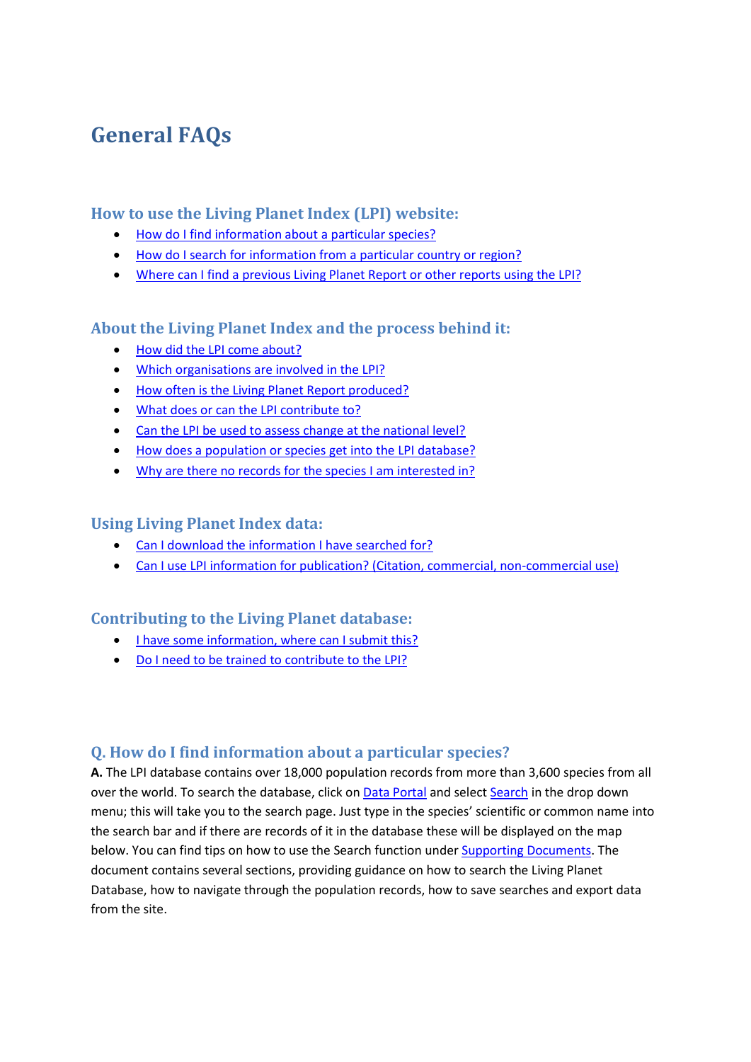# General FAQs

## How to use the Living Planet Index (LPI) website:

- How do I find information about a particular species?
- How do I search for information from a particular country or region?
- Where can I find a previous Living Planet Report or other reports using the LPI?

## About the Living Planet Index and the process behind it:

- How did the LPI come about?
- Which organisations are involved in the LPI?
- How often is the Living Planet Report produced?
- What does or can the LPI contribute to?
- Can the LPI be used to assess change at the national level?
- How does a population or species get into the LPI database?
- Why are there no records for the species I am interested in?

## Using Living Planet Index data:

- Can I download the information I have searched for?
- Can I use LPI information for publication? (Citation, commercial, non-commercial use)

## Contributing to the Living Planet database:

- I have some information, where can I submit this?
- Do I need to be trained to contribute to the LPI?

## Q. How do I find information about a particular species?

**A.** The LPI database contains over 18,000 population records from more than 3,600 species from all over the world. To search the database, click on Data Portal and select Search in the drop down menu; this will take you to the search page. Just type in the species' scientific or common name into the search bar and if there are records of it in the database these will be displayed on the map below. You can find tips on how to use the Search function under Supporting Documents. The document contains several sections, providing guidance on how to search the Living Planet Database, how to navigate through the population records, how to save searches and export data from the site.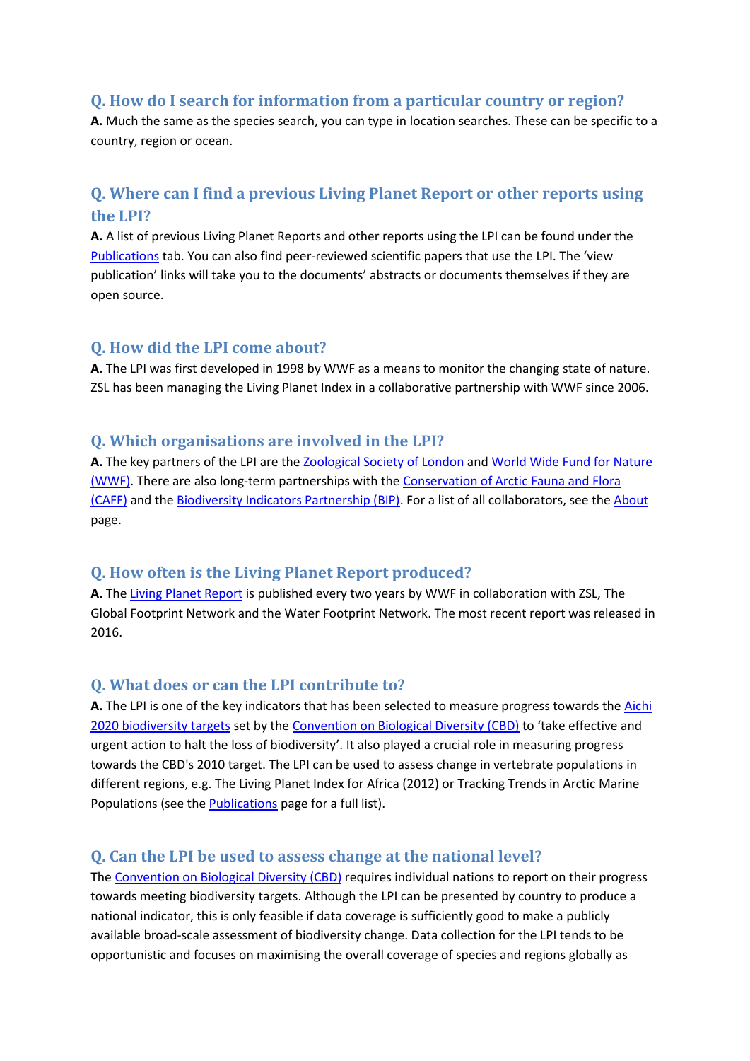### Q. How do I search for information from a particular country or region?

**A.** Much the same as the species search, you can type in location searches. These can be specific to a country, region or ocean.

### Q. Where can I find a previous Living Planet Report or other reports using the LPI?

**A.** A list of previous Living Planet Reports and other reports using the LPI can be found under the Publications tab. You can also find peer-reviewed scientific papers that use the LPI. The 'view publication' links will take you to the documents' abstracts or documents themselves if they are open source.

### Q. How did the LPI come about?

**A.** The LPI was first developed in 1998 by WWF as a means to monitor the changing state of nature. ZSL has been managing the Living Planet Index in a collaborative partnership with WWF since 2006.

### Q. Which organisations are involved in the LPI?

**A.** The key partners of the LPI are the Zoological Society of London and World Wide Fund for Nature (WWF). There are also long-term partnerships with the Conservation of Arctic Fauna and Flora (CAFF) and the Biodiversity Indicators Partnership (BIP). For a list of all collaborators, see the About page.

### Q. How often is the Living Planet Report produced?

**A.** The Living Planet Report is published every two years by WWF in collaboration with ZSL, The Global Footprint Network and the Water Footprint Network. The most recent report was released in 2016.

### Q. What does or can the LPI contribute to?

**A.** The LPI is one of the key indicators that has been selected to measure progress towards the Aichi 2020 biodiversity targets set by the Convention on Biological Diversity (CBD) to 'take effective and urgent action to halt the loss of biodiversity'. It also played a crucial role in measuring progress towards the CBD's 2010 target. The LPI can be used to assess change in vertebrate populations in different regions, e.g. The Living Planet Index for Africa (2012) or Tracking Trends in Arctic Marine Populations (see the Publications page for a full list).

### Q. Can the LPI be used to assess change at the national level?

The Convention on Biological Diversity (CBD) requires individual nations to report on their progress towards meeting biodiversity targets. Although the LPI can be presented by country to produce a national indicator, this is only feasible if data coverage is sufficiently good to make a publicly available broad-scale assessment of biodiversity change. Data collection for the LPI tends to be opportunistic and focuses on maximising the overall coverage of species and regions globally as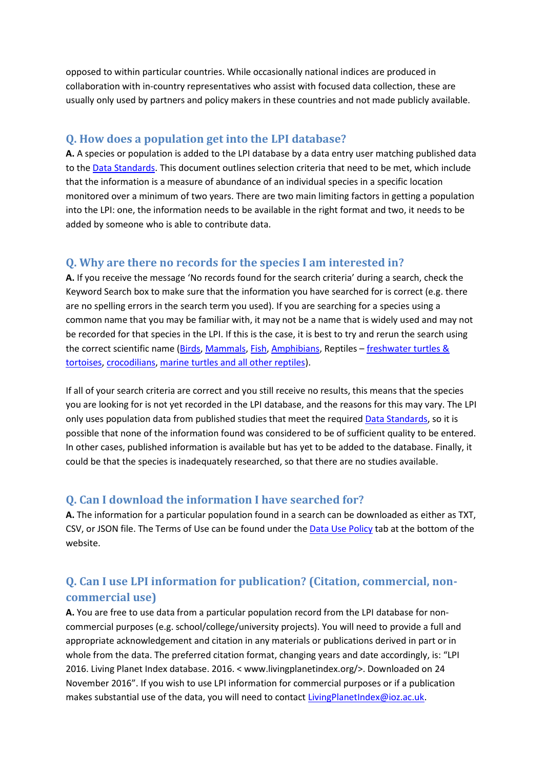opposed to within particular countries. While occasionally national indices are produced in collaboration with in-country representatives who assist with focused data collection, these are usually only used by partners and policy makers in these countries and not made publicly available.

## Q. How does a population get into the LPI database?

**A.** A species or population is added to the LPI database by a data entry user matching published data to the Data Standards. This document outlines selection criteria that need to be met, which include that the information is a measure of abundance of an individual species in a specific location monitored over a minimum of two years. There are two main limiting factors in getting a population into the LPI: one, the information needs to be available in the right format and two, it needs to be added by someone who is able to contribute data.

## Q. Why are there no records for the species I am interested in?

**A.** If you receive the message 'No records found for the search criteria' during a search, check the Keyword Search box to make sure that the information you have searched for is correct (e.g. there are no spelling errors in the search term you used). If you are searching for a species using a common name that you may be familiar with, it may not be a name that is widely used and may not be recorded for that species in the LPI. If this is the case, it is best to try and rerun the search using the correct scientific name (Birds, Mammals, Fish, Amphibians, Reptiles – freshwater turtles & tortoises, crocodilians, marine turtles and all other reptiles).

If all of your search criteria are correct and you still receive no results, this means that the species you are looking for is not yet recorded in the LPI database, and the reasons for this may vary. The LPI only uses population data from published studies that meet the required Data Standards, so it is possible that none of the information found was considered to be of sufficient quality to be entered. In other cases, published information is available but has yet to be added to the database. Finally, it could be that the species is inadequately researched, so that there are no studies available.

## Q. Can I download the information I have searched for?

**A.** The information for a particular population found in a search can be downloaded as either as TXT, CSV, or JSON file. The Terms of Use can be found under the Data Use Policy tab at the bottom of the website.

## Q. Can I use LPI information for publication? (Citation, commercial, non-commercial use)

**A.** You are free to use data from a particular population record from the LPI database for non-commercial purposes (e.g. school/college/university projects). You will need to provide a full and appropriate acknowledgement and citation in any materials or publications derived in part or in whole from the data. The preferred citation format, changing years and date accordingly, is: "LPI 2016. Living Planet Index database. 2016. < www.livingplanetindex.org/>. Downloaded on 24 November 2016". If you wish to use LPI information for commercial purposes or if a publication makes substantial use of the data, you will need to contact LivingPlanetIndex@ioz.ac.uk.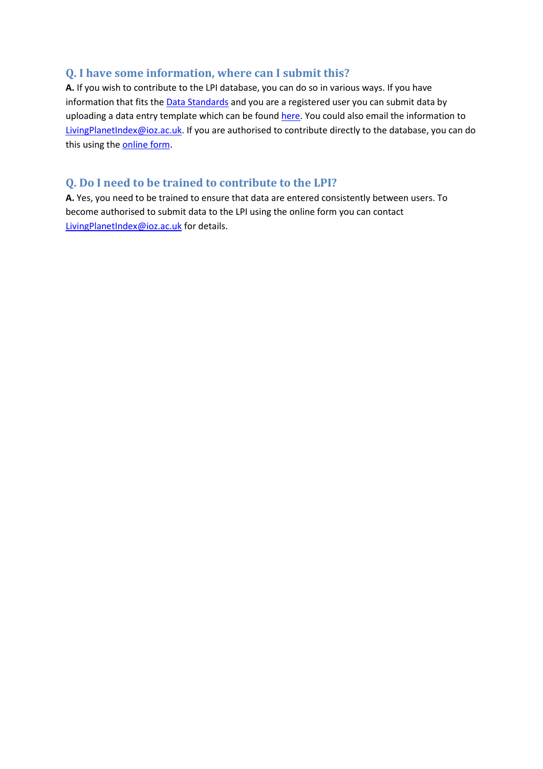## Q. I have some information, where can I submit this?

**A.** If you wish to contribute to the LPI database, you can do so in various ways. If you have information that fits the Data Standards and you are a registered user you can submit data by uploading a data entry template which can be found here. You could also email the information to LivingPlanetIndex@ioz.ac.uk. If you are authorised to contribute directly to the database, you can do this using the online form.

## Q. Do I need to be trained to contribute to the LPI?

**A.** Yes, you need to be trained to ensure that data are entered consistently between users. To become authorised to submit data to the LPI using the online form you can contact LivingPlanetIndex@ioz.ac.uk for details.